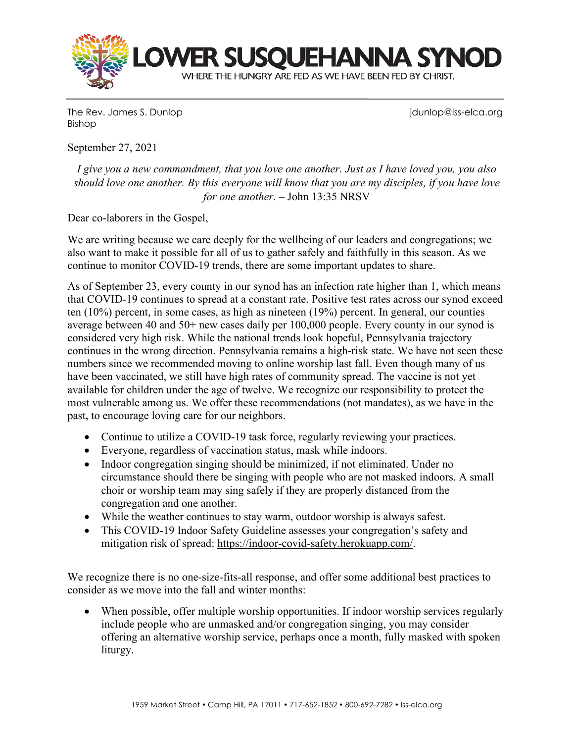# LOWER SUSQUEHANNA SYNOD

WHERE THE HUNGRY ARE FED AS WE HAVE BEEN FED BY CHRIST.

The Rev. James S. Dunlop
Bishop

jdunlop@lss-elca.org

September 27, 2021

*I give you a new commandment, that you love one another. Just as I have loved you, you also should love one another. By this everyone will know that you are my disciples, if you have love for one another.* – John 13:35 NRSV

Dear co-laborers in the Gospel,

We are writing because we care deeply for the wellbeing of our leaders and congregations; we also want to make it possible for all of us to gather safely and faithfully in this season. As we continue to monitor COVID-19 trends, there are some important updates to share.

As of September 23, every county in our synod has an infection rate higher than 1, which means that COVID-19 continues to spread at a constant rate. Positive test rates across our synod exceed ten (10%) percent, in some cases, as high as nineteen (19%) percent. In general, our counties average between 40 and 50+ new cases daily per 100,000 people. Every county in our synod is considered very high risk. While the national trends look hopeful, Pennsylvania trajectory continues in the wrong direction. Pennsylvania remains a high-risk state. We have not seen these numbers since we recommended moving to online worship last fall. Even though many of us have been vaccinated, we still have high rates of community spread. The vaccine is not yet available for children under the age of twelve. We recognize our responsibility to protect the most vulnerable among us. We offer these recommendations (not mandates), as we have in the past, to encourage loving care for our neighbors.

- Continue to utilize a COVID-19 task force, regularly reviewing your practices.
- Everyone, regardless of vaccination status, mask while indoors.
- Indoor congregation singing should be minimized, if not eliminated. Under no circumstance should there be singing with people who are not masked indoors. A small choir or worship team may sing safely if they are properly distanced from the congregation and one another.
- While the weather continues to stay warm, outdoor worship is always safest.
- This COVID-19 Indoor Safety Guideline assesses your congregation's safety and mitigation risk of spread: https://indoor-covid-safety.herokuapp.com/.

We recognize there is no one-size-fits-all response, and offer some additional best practices to consider as we move into the fall and winter months:

- When possible, offer multiple worship opportunities. If indoor worship services regularly include people who are unmasked and/or congregation singing, you may consider offering an alternative worship service, perhaps once a month, fully masked with spoken liturgy.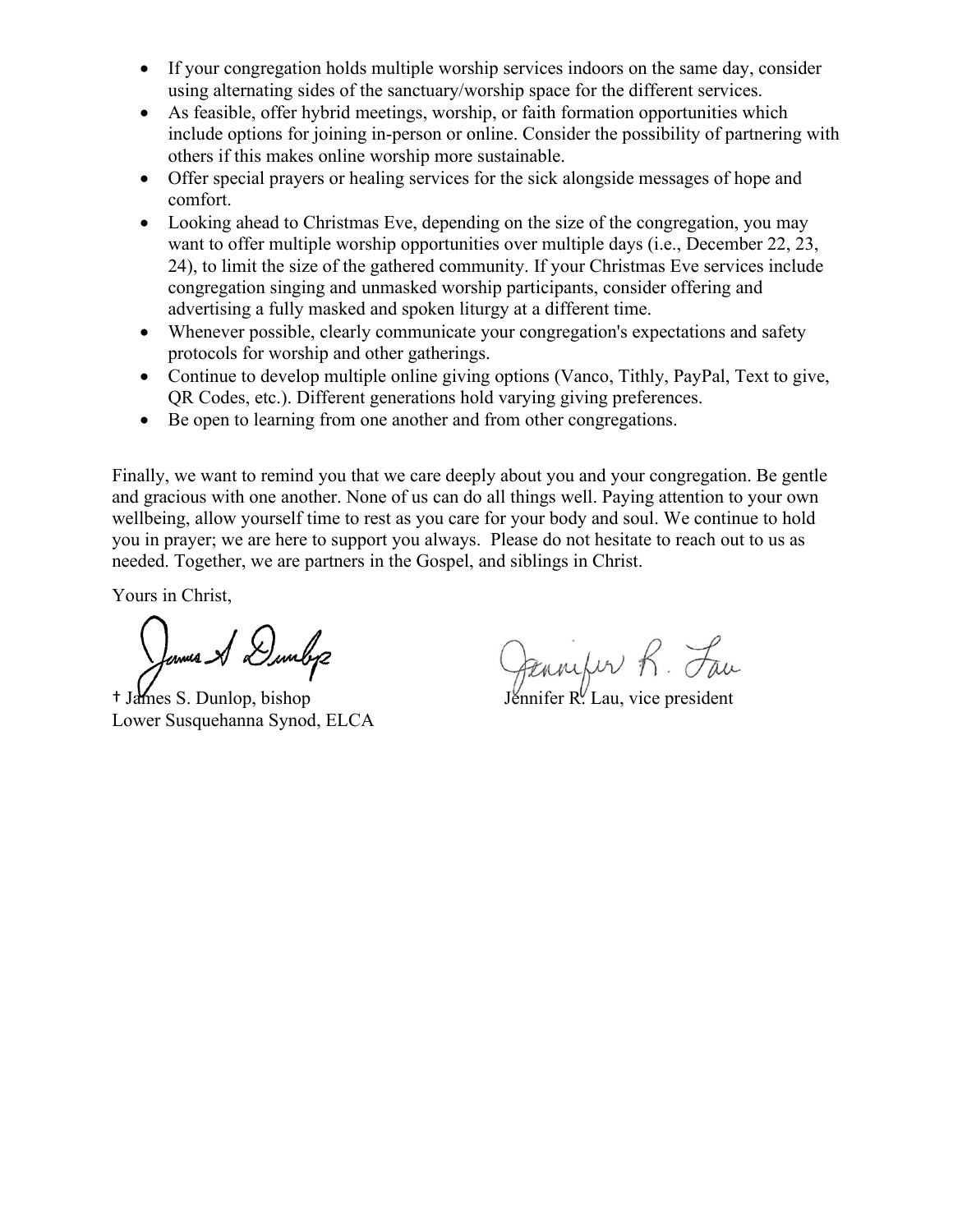- If your congregation holds multiple worship services indoors on the same day, consider using alternating sides of the sanctuary/worship space for the different services.
- As feasible, offer hybrid meetings, worship, or faith formation opportunities which include options for joining in-person or online. Consider the possibility of partnering with others if this makes online worship more sustainable.
- Offer special prayers or healing services for the sick alongside messages of hope and comfort.
- Looking ahead to Christmas Eve, depending on the size of the congregation, you may want to offer multiple worship opportunities over multiple days (i.e., December 22, 23, 24), to limit the size of the gathered community. If your Christmas Eve services include congregation singing and unmasked worship participants, consider offering and advertising a fully masked and spoken liturgy at a different time.
- Whenever possible, clearly communicate your congregation's expectations and safety protocols for worship and other gatherings.
- Continue to develop multiple online giving options (Vanco, Tithly, PayPal, Text to give, QR Codes, etc.). Different generations hold varying giving preferences.
- Be open to learning from one another and from other congregations.

Finally, we want to remind you that we care deeply about you and your congregation. Be gentle and gracious with one another. None of us can do all things well. Paying attention to your own wellbeing, allow yourself time to rest as you care for your body and soul. We continue to hold you in prayer; we are here to support you always. Please do not hesitate to reach out to us as needed. Together, we are partners in the Gospel, and siblings in Christ.

Yours in Christ,

† James S. Dunlop, bishop
Lower Susquehanna Synod, ELCA

Jennifer R. Lau, vice president